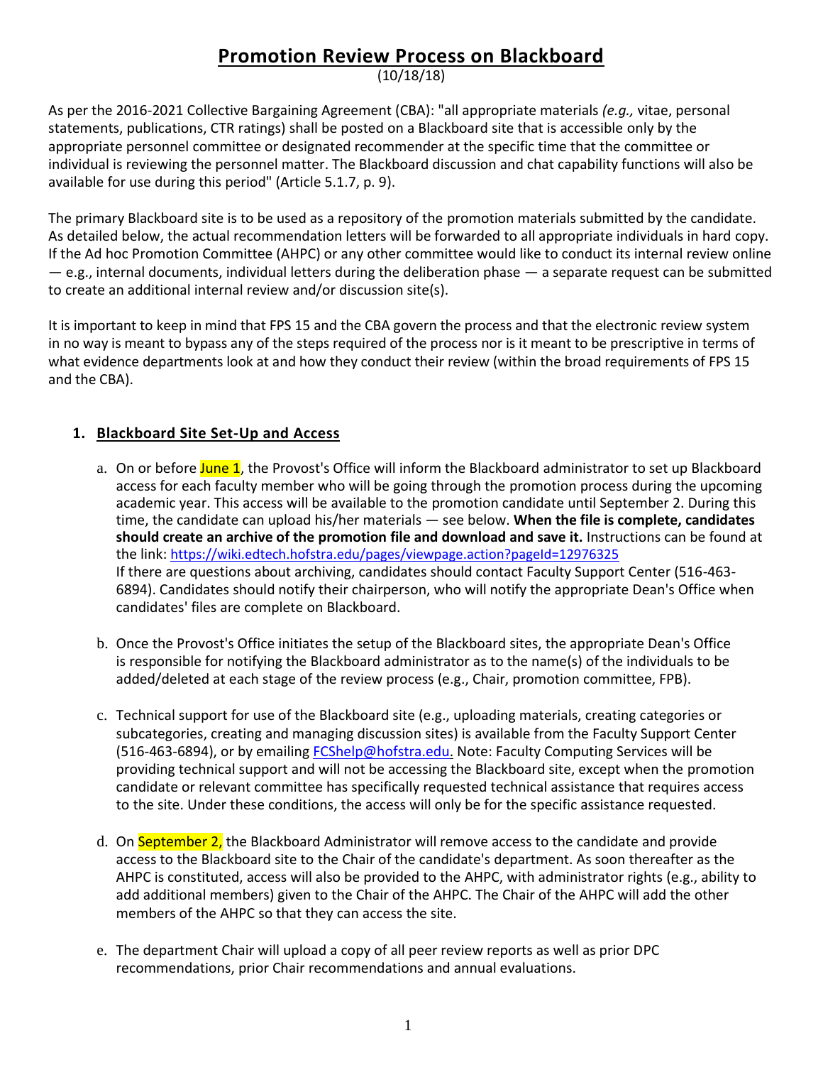# Promotion Review Process on Blackboard

(10/18/18)

As per the 2016-2021 Collective Bargaining Agreement (CBA): "all appropriate materials *(e.g.,* vitae, personal statements, publications, CTR ratings) shall be posted on a Blackboard site that is accessible only by the appropriate personnel committee or designated recommender at the specific time that the committee or individual is reviewing the personnel matter. The Blackboard discussion and chat capability functions will also be available for use during this period" (Article 5.1.7, p. 9).

The primary Blackboard site is to be used as a repository of the promotion materials submitted by the candidate. As detailed below, the actual recommendation letters will be forwarded to all appropriate individuals in hard copy. If the Ad hoc Promotion Committee (AHPC) or any other committee would like to conduct its internal review online — e.g., internal documents, individual letters during the deliberation phase — a separate request can be submitted to create an additional internal review and/or discussion site(s).

It is important to keep in mind that FPS 15 and the CBA govern the process and that the electronic review system in no way is meant to bypass any of the steps required of the process nor is it meant to be prescriptive in terms of what evidence departments look at and how they conduct their review (within the broad requirements of FPS 15 and the CBA).

## 1. Blackboard Site Set-Up and Access

a. On or before June 1, the Provost's Office will inform the Blackboard administrator to set up Blackboard access for each faculty member who will be going through the promotion process during the upcoming academic year. This access will be available to the promotion candidate until September 2. During this time, the candidate can upload his/her materials — see below. **When the file is complete, candidates should create an archive of the promotion file and download and save it.** Instructions can be found at the link: https://wiki.edtech.hofstra.edu/pages/viewpage.action?pageId=12976325
If there are questions about archiving, candidates should contact Faculty Support Center (516-463-6894). Candidates should notify their chairperson, who will notify the appropriate Dean's Office when candidates' files are complete on Blackboard.

b. Once the Provost's Office initiates the setup of the Blackboard sites, the appropriate Dean's Office is responsible for notifying the Blackboard administrator as to the name(s) of the individuals to be added/deleted at each stage of the review process (e.g., Chair, promotion committee, FPB).

c. Technical support for use of the Blackboard site (e.g., uploading materials, creating categories or subcategories, creating and managing discussion sites) is available from the Faculty Support Center (516-463-6894), or by emailing FCShelp@hofstra.edu. Note: Faculty Computing Services will be providing technical support and will not be accessing the Blackboard site, except when the promotion candidate or relevant committee has specifically requested technical assistance that requires access to the site. Under these conditions, the access will only be for the specific assistance requested.

d. On September 2, the Blackboard Administrator will remove access to the candidate and provide access to the Blackboard site to the Chair of the candidate's department. As soon thereafter as the AHPC is constituted, access will also be provided to the AHPC, with administrator rights (e.g., ability to add additional members) given to the Chair of the AHPC. The Chair of the AHPC will add the other members of the AHPC so that they can access the site.

e. The department Chair will upload a copy of all peer review reports as well as prior DPC recommendations, prior Chair recommendations and annual evaluations.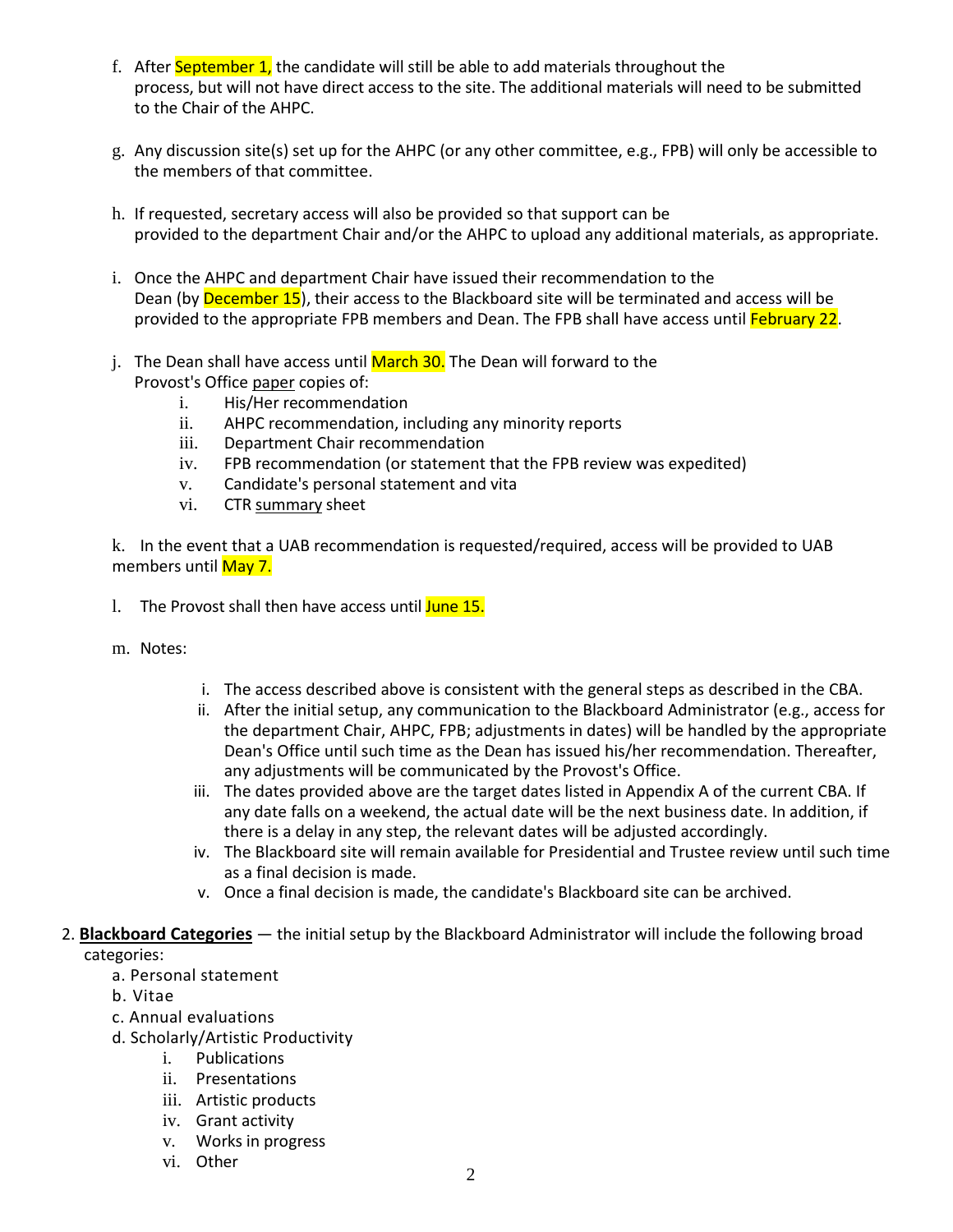f. After September 1, the candidate will still be able to add materials throughout the process, but will not have direct access to the site. The additional materials will need to be submitted to the Chair of the AHPC.

g. Any discussion site(s) set up for the AHPC (or any other committee, e.g., FPB) will only be accessible to the members of that committee.

h. If requested, secretary access will also be provided so that support can be provided to the department Chair and/or the AHPC to upload any additional materials, as appropriate.

i. Once the AHPC and department Chair have issued their recommendation to the Dean (by December 15), their access to the Blackboard site will be terminated and access will be provided to the appropriate FPB members and Dean. The FPB shall have access until February 22.

j. The Dean shall have access until March 30. The Dean will forward to the Provost's Office paper copies of:

   i. His/Her recommendation
   ii. AHPC recommendation, including any minority reports
   iii. Department Chair recommendation
   iv. FPB recommendation (or statement that the FPB review was expedited)
   v. Candidate's personal statement and vita
   vi. CTR summary sheet

k. In the event that a UAB recommendation is requested/required, access will be provided to UAB members until May 7.

l. The Provost shall then have access until June 15.

m. Notes:

   i. The access described above is consistent with the general steps as described in the CBA.
   ii. After the initial setup, any communication to the Blackboard Administrator (e.g., access for the department Chair, AHPC, FPB; adjustments in dates) will be handled by the appropriate Dean's Office until such time as the Dean has issued his/her recommendation. Thereafter, any adjustments will be communicated by the Provost's Office.
   iii. The dates provided above are the target dates listed in Appendix A of the current CBA. If any date falls on a weekend, the actual date will be the next business date. In addition, if there is a delay in any step, the relevant dates will be adjusted accordingly.
   iv. The Blackboard site will remain available for Presidential and Trustee review until such time as a final decision is made.
   v. Once a final decision is made, the candidate's Blackboard site can be archived.

2. **Blackboard Categories** — the initial setup by the Blackboard Administrator will include the following broad categories:

   a. Personal statement
   b. Vitae
   c. Annual evaluations
   d. Scholarly/Artistic Productivity
      i. Publications
      ii. Presentations
      iii. Artistic products
      iv. Grant activity
      v. Works in progress
      vi. Other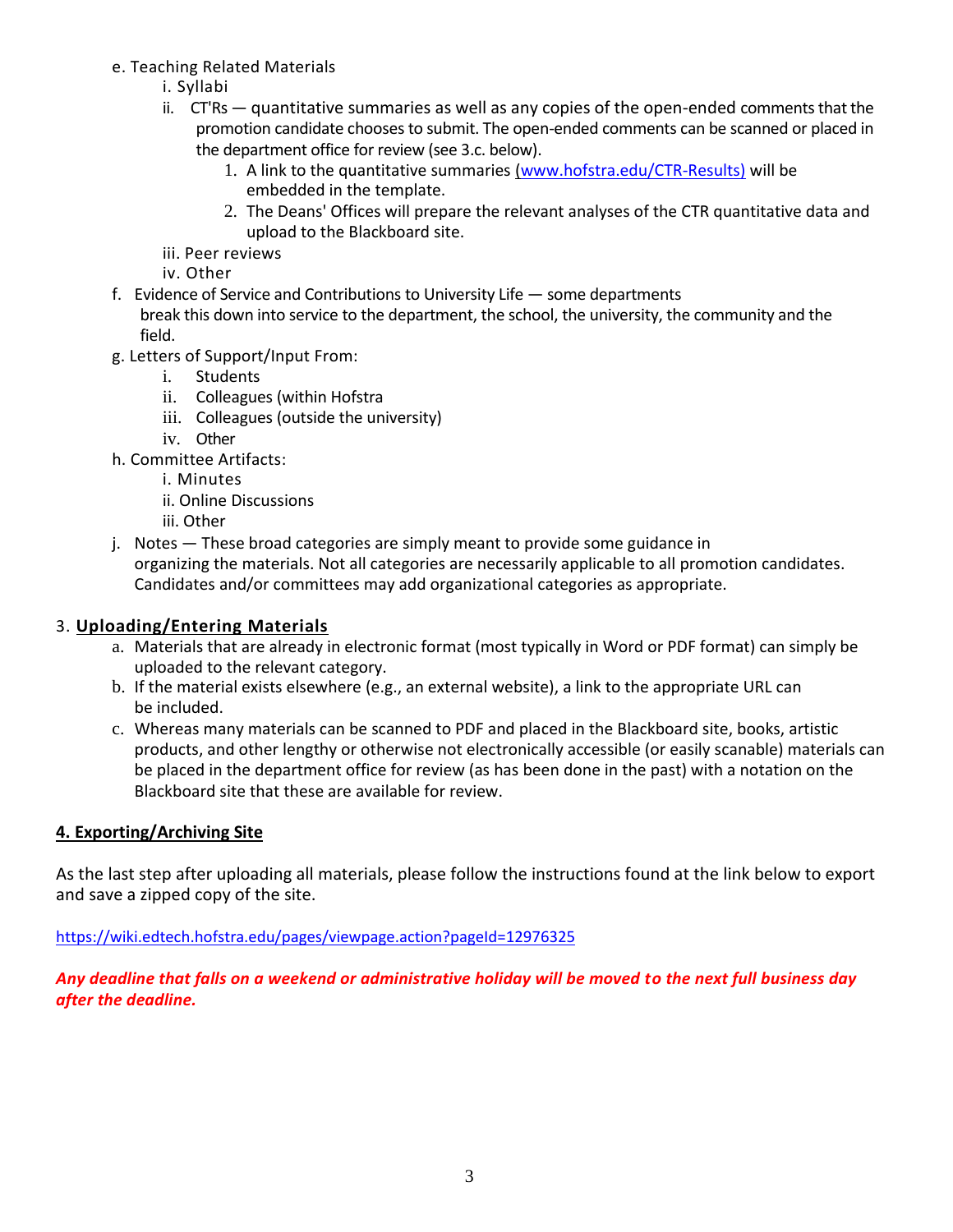e. Teaching Related Materials

   i. Syllabi

   ii. CT'Rs — quantitative summaries as well as any copies of the open-ended comments that the promotion candidate chooses to submit. The open-ended comments can be scanned or placed in the department office for review (see 3.c. below).

      1. A link to the quantitative summaries [(www.hofstra.edu/CTR-Results)](http://www.hofstra.edu/CTR-Results) will be embedded in the template.
      2. The Deans' Offices will prepare the relevant analyses of the CTR quantitative data and upload to the Blackboard site.

   iii. Peer reviews

   iv. Other

f. Evidence of Service and Contributions to University Life — some departments break this down into service to the department, the school, the university, the community and the field.

g. Letters of Support/Input From:

   i. Students

   ii. Colleagues (within Hofstra

   iii. Colleagues (outside the university)

   iv. Other

h. Committee Artifacts:

   i. Minutes

   ii. Online Discussions

   iii. Other

j. Notes — These broad categories are simply meant to provide some guidance in organizing the materials. Not all categories are necessarily applicable to all promotion candidates. Candidates and/or committees may add organizational categories as appropriate.

3. **<u>Uploading/Entering Materials</u>**

   a. Materials that are already in electronic format (most typically in Word or PDF format) can simply be uploaded to the relevant category.

   b. If the material exists elsewhere (e.g., an external website), a link to the appropriate URL can be included.

   c. Whereas many materials can be scanned to PDF and placed in the Blackboard site, books, artistic products, and other lengthy or otherwise not electronically accessible (or easily scanable) materials can be placed in the department office for review (as has been done in the past) with a notation on the Blackboard site that these are available for review.

**<u>4. Exporting/Archiving Site</u>**

As the last step after uploading all materials, please follow the instructions found at the link below to export and save a zipped copy of the site.

https://wiki.edtech.hofstra.edu/pages/viewpage.action?pageId=12976325

***Any deadline that falls on a weekend or administrative holiday will be moved to the next full business day after the deadline.***